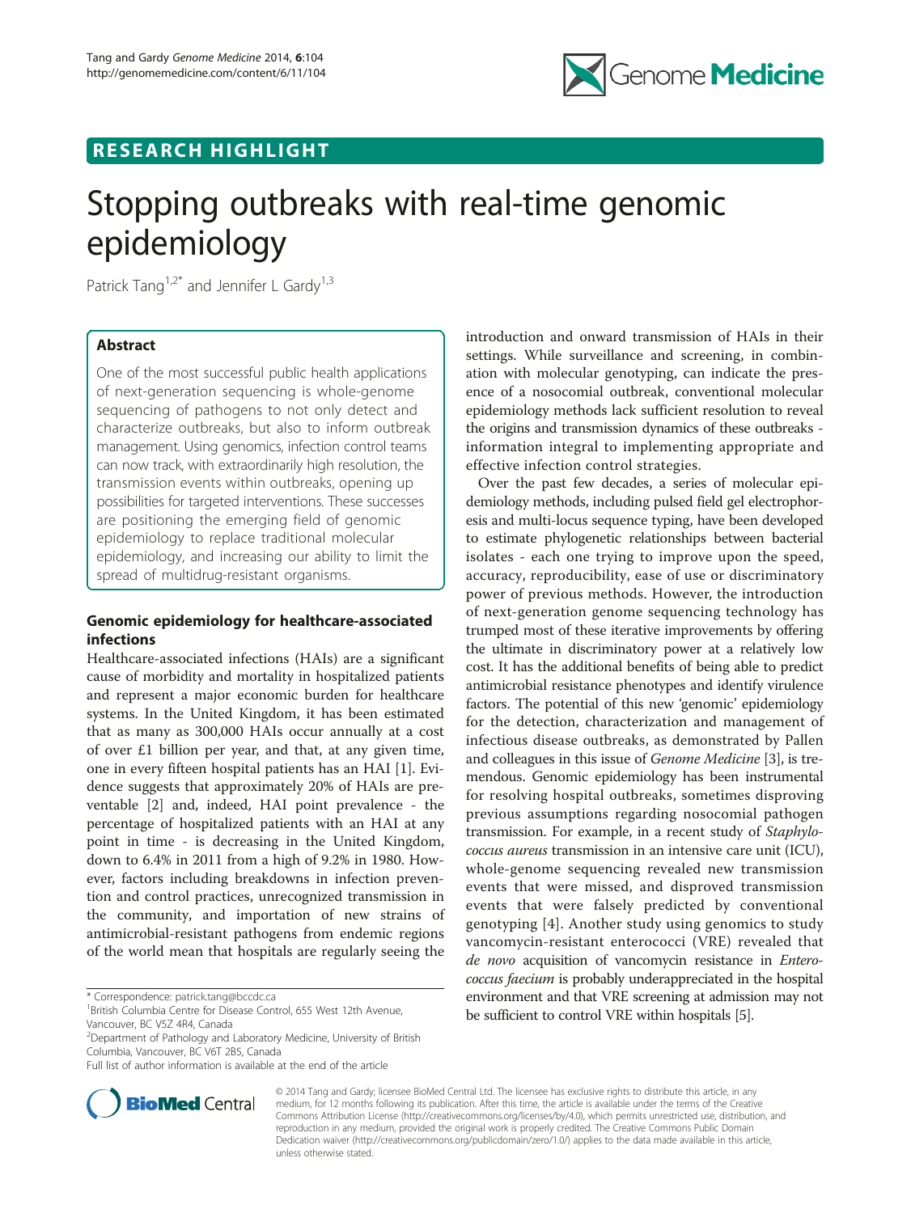RESEARCH HIGHLIGHT

# Stopping outbreaks with real-time genomic epidemiology

Patrick Tang[1,2*] and Jennifer L Gardy[1,3]

## Abstract

One of the most successful public health applications of next-generation sequencing is whole-genome sequencing of pathogens to not only detect and characterize outbreaks, but also to inform outbreak management. Using genomics, infection control teams can now track, with extraordinarily high resolution, the transmission events within outbreaks, opening up possibilities for targeted interventions. These successes are positioning the emerging field of genomic epidemiology to replace traditional molecular epidemiology, and increasing our ability to limit the spread of multidrug-resistant organisms.

## Genomic epidemiology for healthcare-associated infections

Healthcare-associated infections (HAIs) are a significant cause of morbidity and mortality in hospitalized patients and represent a major economic burden for healthcare systems. In the United Kingdom, it has been estimated that as many as 300,000 HAIs occur annually at a cost of over £1 billion per year, and that, at any given time, one in every fifteen hospital patients has an HAI [1]. Evidence suggests that approximately 20% of HAIs are preventable [2] and, indeed, HAI point prevalence - the percentage of hospitalized patients with an HAI at any point in time - is decreasing in the United Kingdom, down to 6.4% in 2011 from a high of 9.2% in 1980. However, factors including breakdowns in infection prevention and control practices, unrecognized transmission in the community, and importation of new strains of antimicrobial-resistant pathogens from endemic regions of the world mean that hospitals are regularly seeing the introduction and onward transmission of HAIs in their settings. While surveillance and screening, in combination with molecular genotyping, can indicate the presence of a nosocomial outbreak, conventional molecular epidemiology methods lack sufficient resolution to reveal the origins and transmission dynamics of these outbreaks - information integral to implementing appropriate and effective infection control strategies.

Over the past few decades, a series of molecular epidemiology methods, including pulsed field gel electrophoresis and multi-locus sequence typing, have been developed to estimate phylogenetic relationships between bacterial isolates - each one trying to improve upon the speed, accuracy, reproducibility, ease of use or discriminatory power of previous methods. However, the introduction of next-generation genome sequencing technology has trumped most of these iterative improvements by offering the ultimate in discriminatory power at a relatively low cost. It has the additional benefits of being able to predict antimicrobial resistance phenotypes and identify virulence factors. The potential of this new 'genomic' epidemiology for the detection, characterization and management of infectious disease outbreaks, as demonstrated by Pallen and colleagues in this issue of *Genome Medicine* [3], is tremendous. Genomic epidemiology has been instrumental for resolving hospital outbreaks, sometimes disproving previous assumptions regarding nosocomial pathogen transmission. For example, in a recent study of *Staphylococcus aureus* transmission in an intensive care unit (ICU), whole-genome sequencing revealed new transmission events that were missed, and disproved transmission events that were falsely predicted by conventional genotyping [4]. Another study using genomics to study vancomycin-resistant enterococci (VRE) revealed that *de novo* acquisition of vancomycin resistance in *Enterococcus faecium* is probably underappreciated in the hospital environment and that VRE screening at admission may not be sufficient to control VRE within hospitals [5].

\* Correspondence: patrick.tang@bccdc.ca
[1]British Columbia Centre for Disease Control, 655 West 12th Avenue, Vancouver, BC V5Z 4R4, Canada
[2]Department of Pathology and Laboratory Medicine, University of British Columbia, Vancouver, BC V6T 2B5, Canada
Full list of author information is available at the end of the article

© 2014 Tang and Gardy; licensee BioMed Central Ltd. The licensee has exclusive rights to distribute this article, in any medium, for 12 months following its publication. After this time, the article is available under the terms of the Creative Commons Attribution License (http://creativecommons.org/licenses/by/4.0), which permits unrestricted use, distribution, and reproduction in any medium, provided the original work is properly credited. The Creative Commons Public Domain Dedication waiver (http://creativecommons.org/publicdomain/zero/1.0/) applies to the data made available in this article, unless otherwise stated.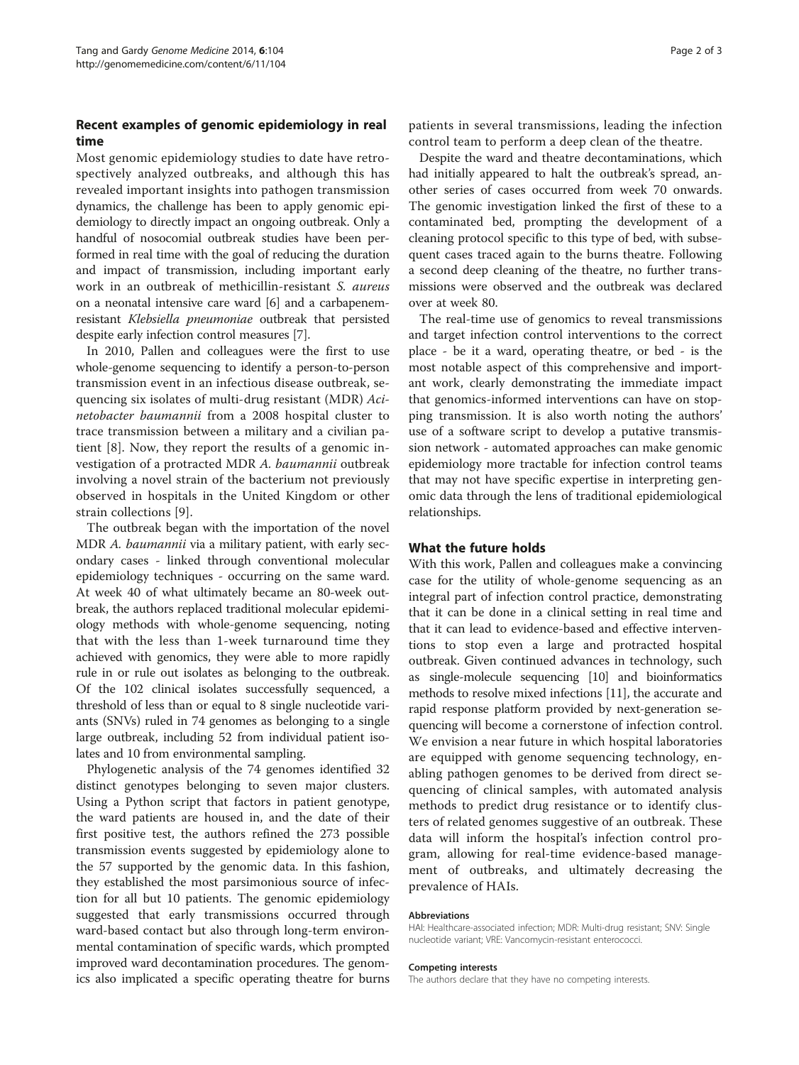## Recent examples of genomic epidemiology in real time

Most genomic epidemiology studies to date have retrospectively analyzed outbreaks, and although this has revealed important insights into pathogen transmission dynamics, the challenge has been to apply genomic epidemiology to directly impact an ongoing outbreak. Only a handful of nosocomial outbreak studies have been performed in real time with the goal of reducing the duration and impact of transmission, including important early work in an outbreak of methicillin-resistant *S. aureus* on a neonatal intensive care ward [6] and a carbapenem-resistant *Klebsiella pneumoniae* outbreak that persisted despite early infection control measures [7].

In 2010, Pallen and colleagues were the first to use whole-genome sequencing to identify a person-to-person transmission event in an infectious disease outbreak, sequencing six isolates of multi-drug resistant (MDR) *Acinetobacter baumannii* from a 2008 hospital cluster to trace transmission between a military and a civilian patient [8]. Now, they report the results of a genomic investigation of a protracted MDR *A. baumannii* outbreak involving a novel strain of the bacterium not previously observed in hospitals in the United Kingdom or other strain collections [9].

The outbreak began with the importation of the novel MDR *A. baumannii* via a military patient, with early secondary cases - linked through conventional molecular epidemiology techniques - occurring on the same ward. At week 40 of what ultimately became an 80-week outbreak, the authors replaced traditional molecular epidemiology methods with whole-genome sequencing, noting that with the less than 1-week turnaround time they achieved with genomics, they were able to more rapidly rule in or rule out isolates as belonging to the outbreak. Of the 102 clinical isolates successfully sequenced, a threshold of less than or equal to 8 single nucleotide variants (SNVs) ruled in 74 genomes as belonging to a single large outbreak, including 52 from individual patient isolates and 10 from environmental sampling.

Phylogenetic analysis of the 74 genomes identified 32 distinct genotypes belonging to seven major clusters. Using a Python script that factors in patient genotype, the ward patients are housed in, and the date of their first positive test, the authors refined the 273 possible transmission events suggested by epidemiology alone to the 57 supported by the genomic data. In this fashion, they established the most parsimonious source of infection for all but 10 patients. The genomic epidemiology suggested that early transmissions occurred through ward-based contact but also through long-term environmental contamination of specific wards, which prompted improved ward decontamination procedures. The genomics also implicated a specific operating theatre for burns patients in several transmissions, leading the infection control team to perform a deep clean of the theatre.

Despite the ward and theatre decontaminations, which had initially appeared to halt the outbreak's spread, another series of cases occurred from week 70 onwards. The genomic investigation linked the first of these to a contaminated bed, prompting the development of a cleaning protocol specific to this type of bed, with subsequent cases traced again to the burns theatre. Following a second deep cleaning of the theatre, no further transmissions were observed and the outbreak was declared over at week 80.

The real-time use of genomics to reveal transmissions and target infection control interventions to the correct place - be it a ward, operating theatre, or bed - is the most notable aspect of this comprehensive and important work, clearly demonstrating the immediate impact that genomics-informed interventions can have on stopping transmission. It is also worth noting the authors' use of a software script to develop a putative transmission network - automated approaches can make genomic epidemiology more tractable for infection control teams that may not have specific expertise in interpreting genomic data through the lens of traditional epidemiological relationships.

## What the future holds

With this work, Pallen and colleagues make a convincing case for the utility of whole-genome sequencing as an integral part of infection control practice, demonstrating that it can be done in a clinical setting in real time and that it can lead to evidence-based and effective interventions to stop even a large and protracted hospital outbreak. Given continued advances in technology, such as single-molecule sequencing [10] and bioinformatics methods to resolve mixed infections [11], the accurate and rapid response platform provided by next-generation sequencing will become a cornerstone of infection control. We envision a near future in which hospital laboratories are equipped with genome sequencing technology, enabling pathogen genomes to be derived from direct sequencing of clinical samples, with automated analysis methods to predict drug resistance or to identify clusters of related genomes suggestive of an outbreak. These data will inform the hospital's infection control program, allowing for real-time evidence-based management of outbreaks, and ultimately decreasing the prevalence of HAIs.

#### Abbreviations

HAI: Healthcare-associated infection; MDR: Multi-drug resistant; SNV: Single nucleotide variant; VRE: Vancomycin-resistant enterococci.

#### Competing interests

The authors declare that they have no competing interests.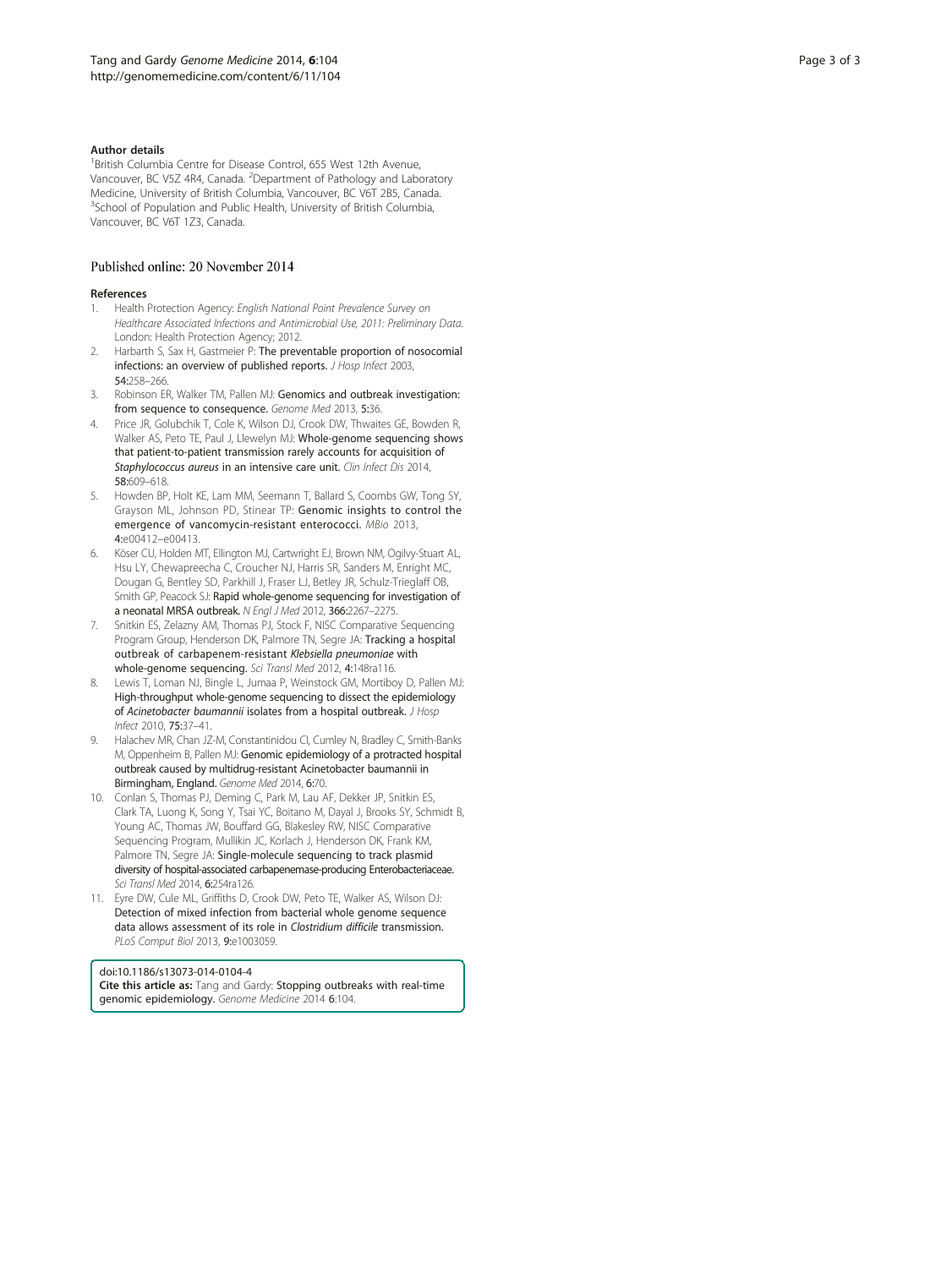#### Author details

[1]British Columbia Centre for Disease Control, 655 West 12th Avenue, Vancouver, BC V5Z 4R4, Canada. [2]Department of Pathology and Laboratory Medicine, University of British Columbia, Vancouver, BC V6T 2B5, Canada. [3]School of Population and Public Health, University of British Columbia, Vancouver, BC V6T 1Z3, Canada.

Published online: 20 November 2014

#### References

1. Health Protection Agency: *English National Point Prevalence Survey on Healthcare Associated Infections and Antimicrobial Use, 2011: Preliminary Data.* London: Health Protection Agency; 2012.
2. Harbarth S, Sax H, Gastmeier P: The preventable proportion of nosocomial infections: an overview of published reports. *J Hosp Infect* 2003, **54:**258–266.
3. Robinson ER, Walker TM, Pallen MJ: Genomics and outbreak investigation: from sequence to consequence. *Genome Med* 2013, **5:**36.
4. Price JR, Golubchik T, Cole K, Wilson DJ, Crook DW, Thwaites GE, Bowden R, Walker AS, Peto TE, Paul J, Llewelyn MJ: Whole-genome sequencing shows that patient-to-patient transmission rarely accounts for acquisition of *Staphylococcus aureus* in an intensive care unit. *Clin Infect Dis* 2014, **58:**609–618.
5. Howden BP, Holt KE, Lam MM, Seemann T, Ballard S, Coombs GW, Tong SY, Grayson ML, Johnson PD, Stinear TP: Genomic insights to control the emergence of vancomycin-resistant enterococci. *MBio* 2013, **4:**e00412–e00413.
6. Köser CU, Holden MT, Ellington MJ, Cartwright EJ, Brown NM, Ogilvy-Stuart AL, Hsu LY, Chewapreecha C, Croucher NJ, Harris SR, Sanders M, Enright MC, Dougan G, Bentley SD, Parkhill J, Fraser LJ, Betley JR, Schulz-Trieglaff OB, Smith GP, Peacock SJ: Rapid whole-genome sequencing for investigation of a neonatal MRSA outbreak. *N Engl J Med* 2012, **366:**2267–2275.
7. Snitkin ES, Zelazny AM, Thomas PJ, Stock F, NISC Comparative Sequencing Program Group, Henderson DK, Palmore TN, Segre JA: Tracking a hospital outbreak of carbapenem-resistant *Klebsiella pneumoniae* with whole-genome sequencing. *Sci Transl Med* 2012, **4:**148ra116.
8. Lewis T, Loman NJ, Bingle L, Jumaa P, Weinstock GM, Mortiboy D, Pallen MJ: High-throughput whole-genome sequencing to dissect the epidemiology of *Acinetobacter baumannii* isolates from a hospital outbreak. *J Hosp Infect* 2010, **75:**37–41.
9. Halachev MR, Chan JZ-M, Constantinidou CI, Cumley N, Bradley C, Smith-Banks M, Oppenheim B, Pallen MJ: Genomic epidemiology of a protracted hospital outbreak caused by multidrug-resistant Acinetobacter baumannii in Birmingham, England. *Genome Med* 2014, **6:**70.
10. Conlan S, Thomas PJ, Deming C, Park M, Lau AF, Dekker JP, Snitkin ES, Clark TA, Luong K, Song Y, Tsai YC, Boitano M, Dayal J, Brooks SY, Schmidt B, Young AC, Thomas JW, Bouffard GG, Blakesley RW, NISC Comparative Sequencing Program, Mullikin JC, Korlach J, Henderson DK, Frank KM, Palmore TN, Segre JA: Single-molecule sequencing to track plasmid diversity of hospital-associated carbapenemase-producing Enterobacteriaceae. *Sci Transl Med* 2014, **6:**254ra126.
11. Eyre DW, Cule ML, Griffiths D, Crook DW, Peto TE, Walker AS, Wilson DJ: Detection of mixed infection from bacterial whole genome sequence data allows assessment of its role in *Clostridium difficile* transmission. *PLoS Comput Biol* 2013, **9:**e1003059.

doi:10.1186/s13073-014-0104-4
**Cite this article as:** Tang and Gardy: Stopping outbreaks with real-time genomic epidemiology. *Genome Medicine* 2014 **6**:104.